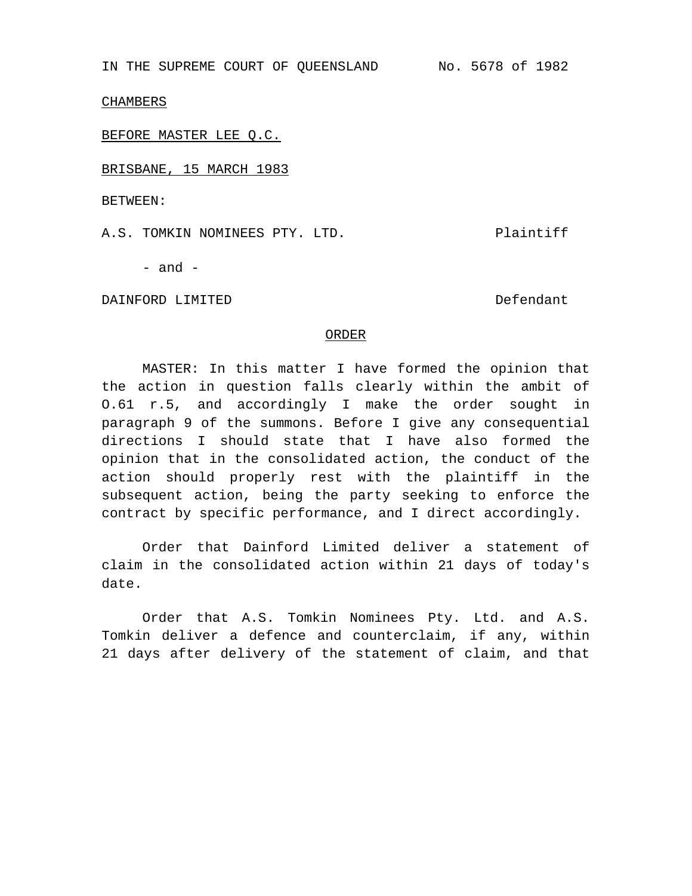IN THE SUPREME COURT OF QUEENSLAND No. 5678 of 1982

CHAMBERS

BEFORE MASTER LEE Q.C.

BRISBANE, 15 MARCH 1983

BETWEEN:

A.S. TOMKIN NOMINEES PTY. LTD. Plaintiff

- and -

DAINFORD LIMITED Defendant

ORDER

MASTER: In this matter I have formed the opinion that the action in question falls clearly within the ambit of O.61 r.5, and accordingly I make the order sought in paragraph 9 of the summons. Before I give any consequential directions I should state that I have also formed the opinion that in the consolidated action, the conduct of the action should properly rest with the plaintiff in the subsequent action, being the party seeking to enforce the contract by specific performance, and I direct accordingly.

Order that Dainford Limited deliver a statement of claim in the consolidated action within 21 days of today's date.

Order that A.S. Tomkin Nominees Pty. Ltd. and A.S. Tomkin deliver a defence and counterclaim, if any, within 21 days after delivery of the statement of claim, and that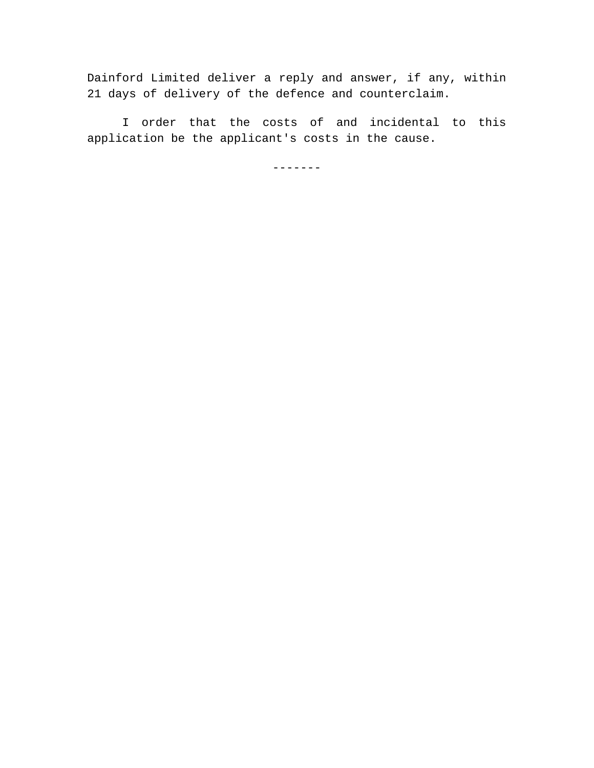Dainford Limited deliver a reply and answer, if any, within 21 days of delivery of the defence and counterclaim.

I order that the costs of and incidental to this application be the applicant's costs in the cause.

-------